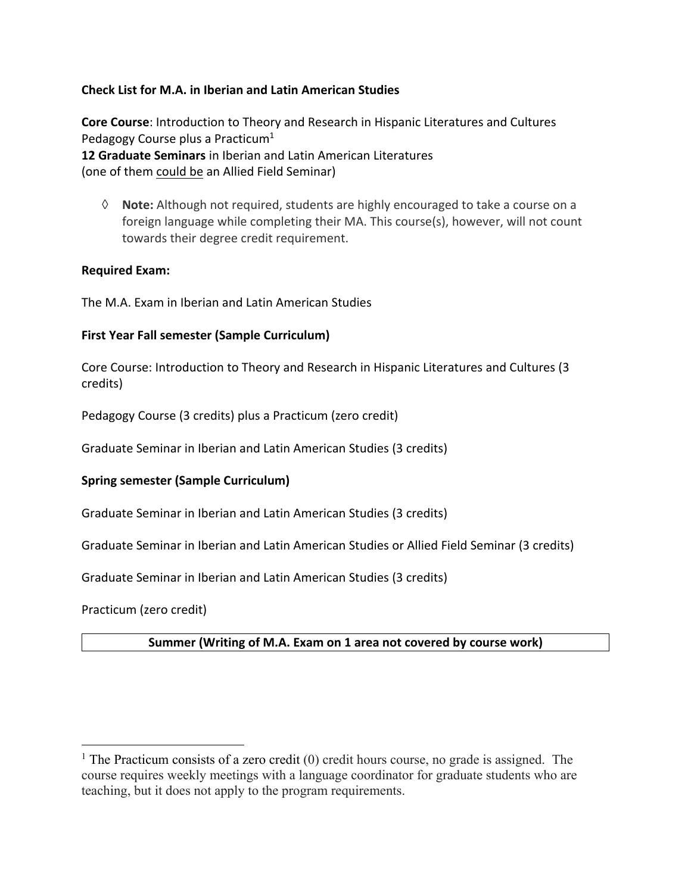**Check List for M.A. in Iberian and Latin American Studies**

**Core Course**: Introduction to Theory and Research in Hispanic Literatures and Cultures
Pedagogy Course plus a Practicum[1]
**12 Graduate Seminars** in Iberian and Latin American Literatures
(one of them <u>could be</u> an Allied Field Seminar)

◊ **Note:** Although not required, students are highly encouraged to take a course on a foreign language while completing their MA. This course(s), however, will not count towards their degree credit requirement.

**Required Exam:**

The M.A. Exam in Iberian and Latin American Studies

**First Year Fall semester (Sample Curriculum)**

Core Course: Introduction to Theory and Research in Hispanic Literatures and Cultures (3 credits)

Pedagogy Course (3 credits) plus a Practicum (zero credit)

Graduate Seminar in Iberian and Latin American Studies (3 credits)

**Spring semester (Sample Curriculum)**

Graduate Seminar in Iberian and Latin American Studies (3 credits)

Graduate Seminar in Iberian and Latin American Studies or Allied Field Seminar (3 credits)

Graduate Seminar in Iberian and Latin American Studies (3 credits)

Practicum (zero credit)

| **Summer (Writing of M.A. Exam on 1 area not covered by course work)** |
|---|

---

[1] The Practicum consists of a zero credit (0) credit hours course, no grade is assigned. The course requires weekly meetings with a language coordinator for graduate students who are teaching, but it does not apply to the program requirements.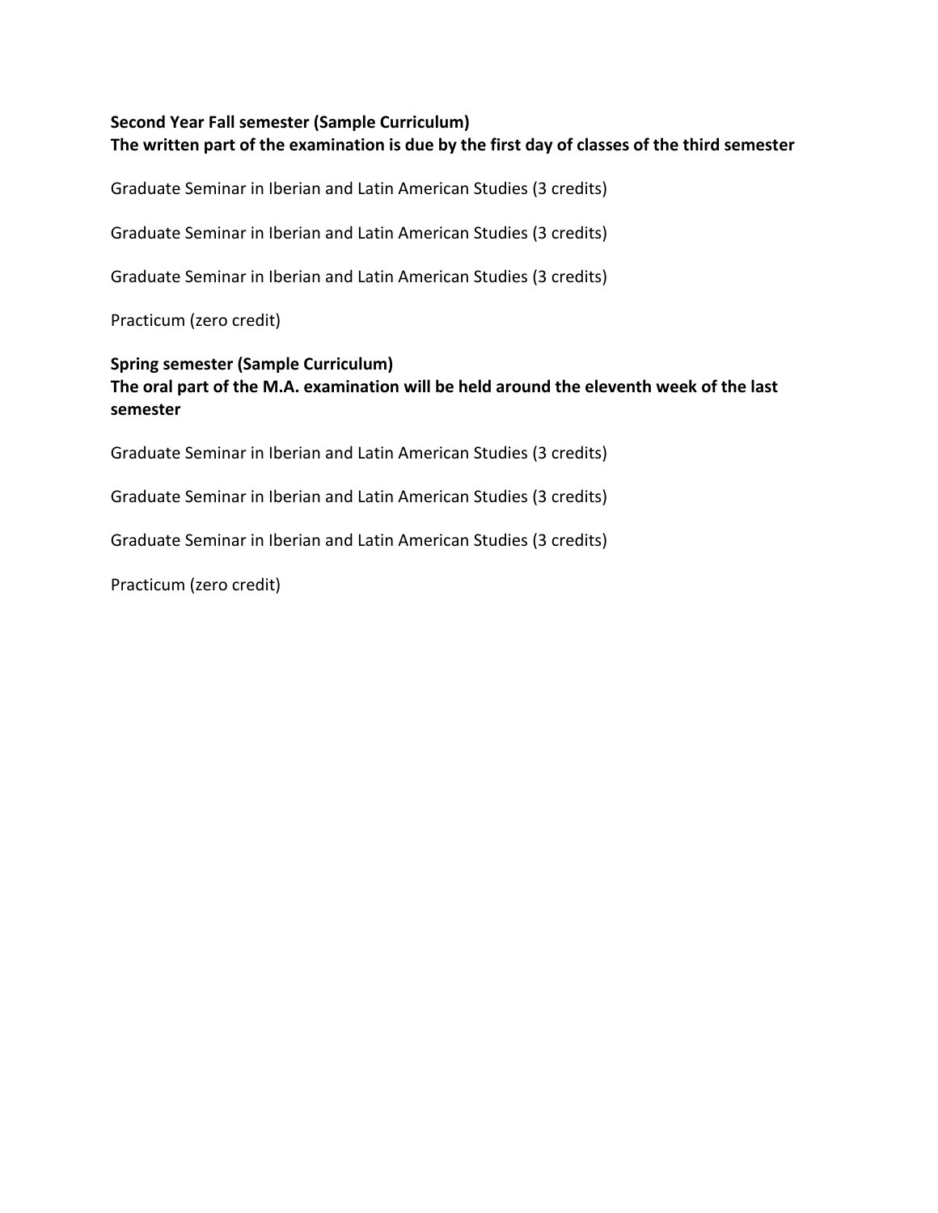**Second Year Fall semester (Sample Curriculum)**
**The written part of the examination is due by the first day of classes of the third semester**

Graduate Seminar in Iberian and Latin American Studies (3 credits)

Graduate Seminar in Iberian and Latin American Studies (3 credits)

Graduate Seminar in Iberian and Latin American Studies (3 credits)

Practicum (zero credit)

**Spring semester (Sample Curriculum)**
**The oral part of the M.A. examination will be held around the eleventh week of the last semester**

Graduate Seminar in Iberian and Latin American Studies (3 credits)

Graduate Seminar in Iberian and Latin American Studies (3 credits)

Graduate Seminar in Iberian and Latin American Studies (3 credits)

Practicum (zero credit)